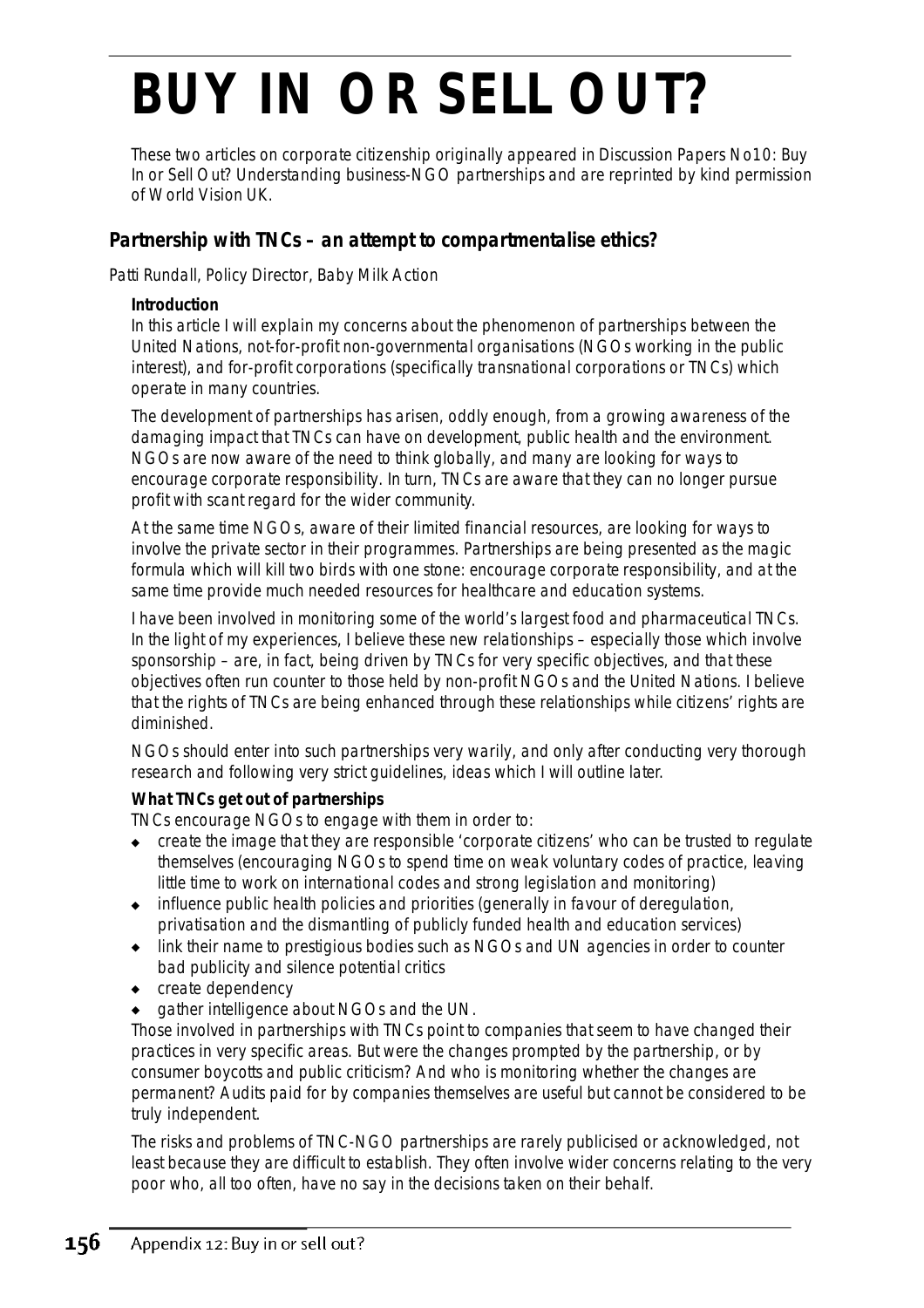# BUY IN OR SELL OUT?

*These two articles on corporate citizenship originally appeared in Discussion Papers No10: Buy In or Sell Out? Understanding business-NGO partnerships and are reprinted by kind permission of World Vision UK.*

## Partnership with TNCs – an attempt to compartmentalise ethics?

*Patti Rundall, Policy Director, Baby Milk Action*

### Introduction

In this article I will explain my concerns about the phenomenon of partnerships between the United Nations, not-for-profit non-governmental organisations (NGOs working in the public interest), and for-profit corporations (specifically transnational corporations or TNCs) which operate in many countries.

The development of partnerships has arisen, oddly enough, from a growing awareness of the damaging impact that TNCs can have on development, public health and the environment. NGOs are now aware of the need to think globally, and many are looking for ways to encourage corporate responsibility. In turn, TNCs are aware that they can no longer pursue profit with scant regard for the wider community.

At the same time NGOs, aware of their limited financial resources, are looking for ways to involve the private sector in their programmes. Partnerships are being presented as the magic formula which will kill two birds with one stone: encourage corporate responsibility, and at the same time provide much needed resources for healthcare and education systems.

I have been involved in monitoring some of the world's largest food and pharmaceutical TNCs. In the light of my experiences, I believe these new relationships – especially those which involve sponsorship – are, in fact, being driven by TNCs for very specific objectives, and that these objectives often run counter to those held by non-profit NGOs and the United Nations. I believe that the rights of TNCs are being enhanced through these relationships while citizens' rights are diminished.

NGOs should enter into such partnerships very warily, and only after conducting very thorough research and following very strict guidelines, ideas which I will outline later.

### What TNCs get out of partnerships

TNCs encourage NGOs to engage with them in order to:

- create the image that they are responsible 'corporate citizens' who can be trusted to regulate themselves (encouraging NGOs to spend time on weak voluntary codes of practice, leaving little time to work on international codes and strong legislation and monitoring)
- influence public health policies and priorities (generally in favour of deregulation, privatisation and the dismantling of publicly funded health and education services)
- link their name to prestigious bodies such as NGOs and UN agencies in order to counter bad publicity and silence potential critics
- create dependency
- gather intelligence about NGOs and the UN.

Those involved in partnerships with TNCs point to companies that seem to have changed their practices in very specific areas. But were the changes prompted by the partnership, or by consumer boycotts and public criticism? And who is monitoring whether the changes are permanent? Audits paid for by companies themselves are useful but cannot be considered to be truly independent.

The risks and problems of TNC-NGO partnerships are rarely publicised or acknowledged, not least because they are difficult to establish. They often involve wider concerns relating to the very poor who, all too often, have no say in the decisions taken on their behalf.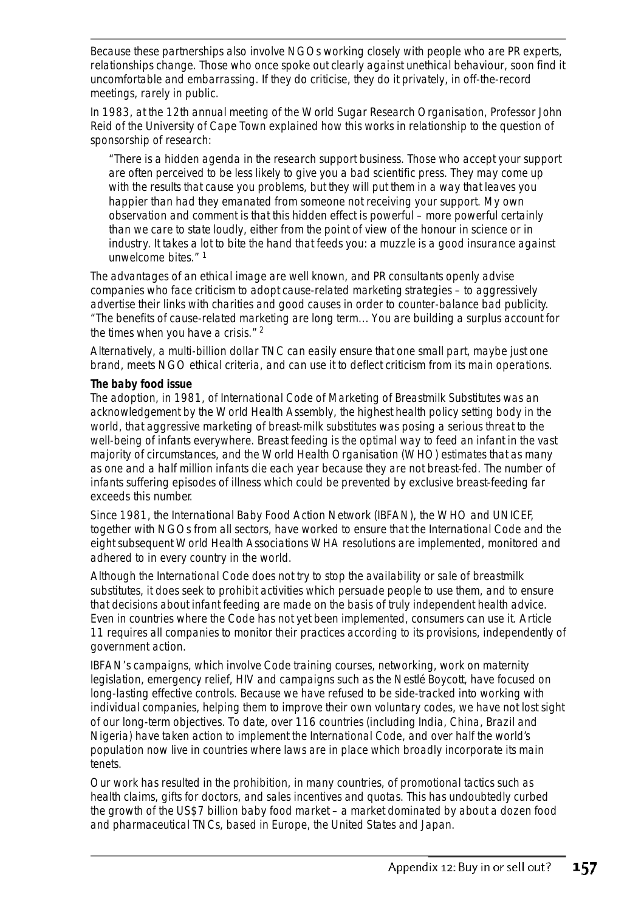Because these partnerships also involve NGOs working closely with people who are PR experts, relationships change. Those who once spoke out clearly against unethical behaviour, soon find it uncomfortable and embarrassing. If they do criticise, they do it privately, in off-the-record meetings, rarely in public.

In 1983, at the 12th annual meeting of the World Sugar Research Organisation, Professor John Reid of the University of Cape Town explained how this works in relationship to the question of sponsorship of research:

> "There is a hidden agenda in the research support business. Those who accept your support are often perceived to be less likely to give you a bad scientific press. They may come up with the results that cause you problems, but they will put them in a way that leaves you happier than had they emanated from someone not receiving your support. My own observation and comment is that this hidden effect is powerful – more powerful certainly than we care to state loudly, either from the point of view of the honour in science or in industry. It takes a lot to bite the hand that feeds you: a muzzle is a good insurance against unwelcome bites." [1]

The advantages of an ethical image are well known, and PR consultants openly advise companies who face criticism to adopt cause-related marketing strategies – to aggressively advertise their links with charities and good causes in order to counter-balance bad publicity. "The benefits of cause-related marketing are long term... You are building a surplus account for the times when you have a crisis." [2]

Alternatively, a multi-billion dollar TNC can easily ensure that one small part, maybe just one brand, meets NGO ethical criteria, and can use it to deflect criticism from its main operations.

**The baby food issue**

The adoption, in 1981, of International Code of Marketing of Breastmilk Substitutes was an acknowledgement by the World Health Assembly, the highest health policy setting body in the world, that aggressive marketing of breast-milk substitutes was posing a serious threat to the well-being of infants everywhere. Breast feeding is the optimal way to feed an infant in the vast majority of circumstances, and the World Health Organisation (WHO) estimates that as many as one and a half million infants die each year because they are not breast-fed. The number of infants suffering episodes of illness which could be prevented by exclusive breast-feeding far exceeds this number.

Since 1981, the International Baby Food Action Network (IBFAN), the WHO and UNICEF, together with NGOs from all sectors, have worked to ensure that the International Code and the eight subsequent World Health Associations WHA resolutions are implemented, monitored and adhered to in every country in the world.

Although the International Code does not try to stop the availability or sale of breastmilk substitutes, it does seek to prohibit activities which persuade people to use them, and to ensure that decisions about infant feeding are made on the basis of truly independent health advice. Even in countries where the Code has not yet been implemented, consumers can use it. Article 11 requires all companies to monitor their practices according to its provisions, independently of government action.

IBFAN's campaigns, which involve Code training courses, networking, work on maternity legislation, emergency relief, HIV and campaigns such as the Nestlé Boycott, have focused on long-lasting effective controls. Because we have refused to be side-tracked into working with individual companies, helping them to improve their own voluntary codes, we have not lost sight of our long-term objectives. To date, over 116 countries (including India, China, Brazil and Nigeria) have taken action to implement the International Code, and over half the world's population now live in countries where laws are in place which broadly incorporate its main tenets.

Our work has resulted in the prohibition, in many countries, of promotional tactics such as health claims, gifts for doctors, and sales incentives and quotas. This has undoubtedly curbed the growth of the US$7 billion baby food market – a market dominated by about a dozen food and pharmaceutical TNCs, based in Europe, the United States and Japan.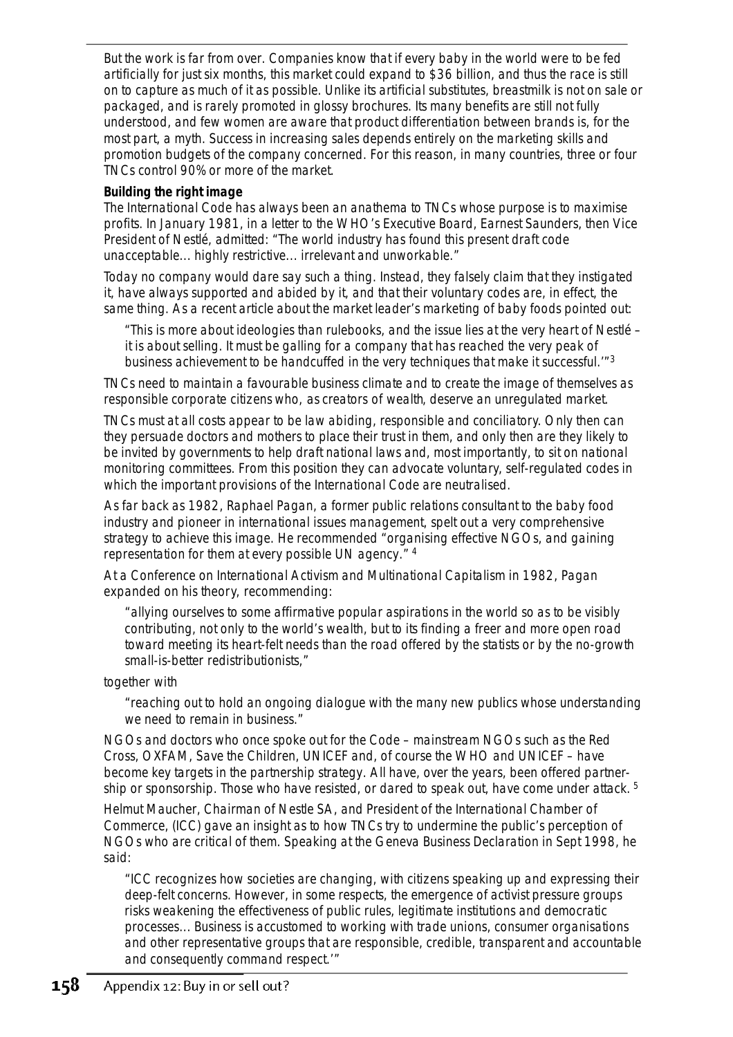But the work is far from over. Companies know that if every baby in the world were to be fed artificially for just six months, this market could expand to $36 billion, and thus the race is still on to capture as much of it as possible. Unlike its artificial substitutes, breastmilk is not on sale or packaged, and is rarely promoted in glossy brochures. Its many benefits are still not fully understood, and few women are aware that product differentiation between brands is, for the most part, a myth. Success in increasing sales depends entirely on the marketing skills and promotion budgets of the company concerned. For this reason, in many countries, three or four TNCs control 90% or more of the market.

**Building the right image**

The International Code has always been an anathema to TNCs whose purpose is to maximise profits. In January 1981, in a letter to the WHO's Executive Board, Earnest Saunders, then Vice President of Nestlé, admitted: "The world industry has found this present draft code unacceptable... highly restrictive... irrelevant and unworkable."

Today no company would dare say such a thing. Instead, they falsely claim that they instigated it, have always supported and abided by it, and that their voluntary codes are, in effect, the same thing. As a recent article about the market leader's marketing of baby foods pointed out:

> "This is more about ideologies than rulebooks, and the issue lies at the very heart of Nestlé – it is about selling. It must be galling for a company that has reached the very peak of business achievement to be handcuffed in the very techniques that make it successful.'"[3]

TNCs need to maintain a favourable business climate and to create the image of themselves as responsible corporate citizens who, as creators of wealth, deserve an unregulated market.

TNCs must at all costs appear to be law abiding, responsible and conciliatory. Only then can they persuade doctors and mothers to place their trust in them, and only then are they likely to be invited by governments to help draft national laws and, most importantly, to sit on national monitoring committees. From this position they can advocate voluntary, self-regulated codes in which the important provisions of the International Code are neutralised.

As far back as 1982, Raphael Pagan, a former public relations consultant to the baby food industry and pioneer in international issues management, spelt out a very comprehensive strategy to achieve this image. He recommended "organising effective NGOs, and gaining representation for them at every possible UN agency." [4]

At a Conference on International Activism and Multinational Capitalism in 1982, Pagan expanded on his theory, recommending:

> "allying ourselves to some affirmative popular aspirations in the world so as to be visibly contributing, not only to the world's wealth, but to its finding a freer and more open road toward meeting its heart-felt needs than the road offered by the statists or by the no-growth small-is-better redistributionists,"

together with

> "reaching out to hold an ongoing dialogue with the many new publics whose understanding we need to remain in business."

NGOs and doctors who once spoke out for the Code – mainstream NGOs such as the Red Cross, OXFAM, Save the Children, UNICEF and, of course the WHO and UNICEF – have become key targets in the partnership strategy. All have, over the years, been offered partnership or sponsorship. Those who have resisted, or dared to speak out, have come under attack. [5]

Helmut Maucher, Chairman of Nestle SA, and President of the International Chamber of Commerce, (ICC) gave an insight as to how TNCs try to undermine the public's perception of NGOs who are critical of them. Speaking at the Geneva Business Declaration in Sept 1998, he said:

> "ICC recognizes how societies are changing, with citizens speaking up and expressing their deep-felt concerns. However, in some respects, the emergence of activist pressure groups risks weakening the effectiveness of public rules, legitimate institutions and democratic processes... Business is accustomed to working with trade unions, consumer organisations and other representative groups that are responsible, credible, transparent and accountable and consequently command respect.'"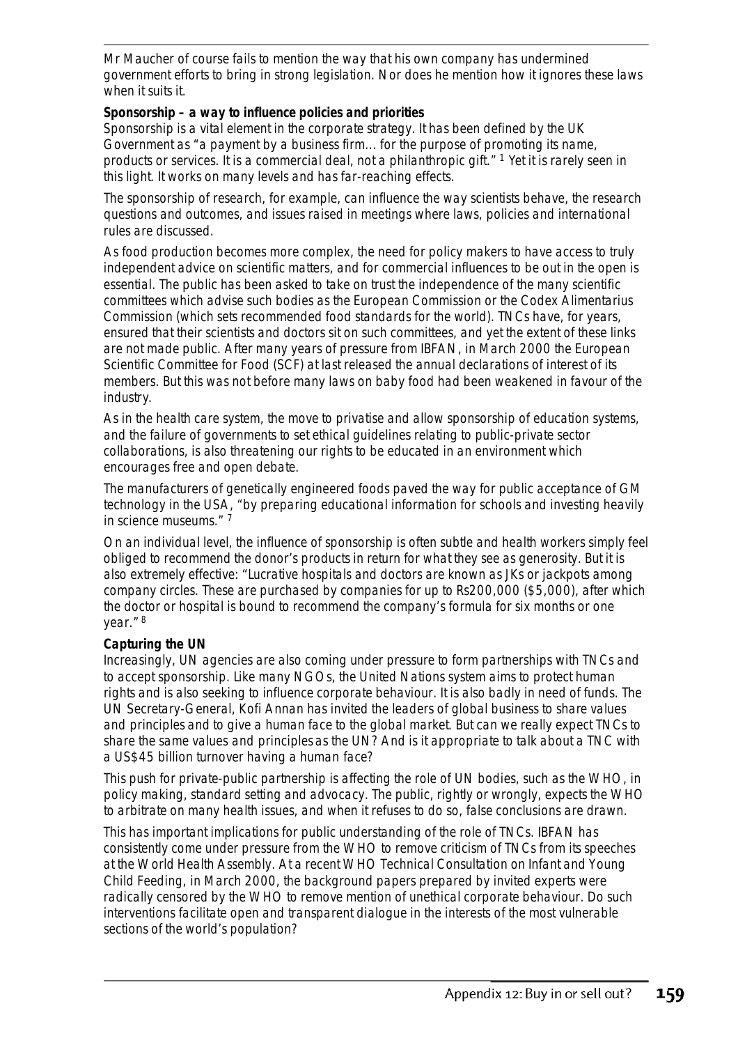Mr Maucher of course fails to mention the way that his own company has undermined government efforts to bring in strong legislation. Nor does he mention how it ignores these laws when it suits it.

**Sponsorship – a way to influence policies and priorities**

Sponsorship is a vital element in the corporate strategy. It has been defined by the UK Government as "a payment by a business firm… for the purpose of promoting its name, products or services. It is a commercial deal, not a philanthropic gift." [1] Yet it is rarely seen in this light. It works on many levels and has far-reaching effects.

The sponsorship of research, for example, can influence the way scientists behave, the research questions and outcomes, and issues raised in meetings where laws, policies and international rules are discussed.

As food production becomes more complex, the need for policy makers to have access to truly independent advice on scientific matters, and for commercial influences to be out in the open is essential. The public has been asked to take on trust the independence of the many scientific committees which advise such bodies as the European Commission or the Codex Alimentarius Commission (which sets recommended food standards for the world). TNCs have, for years, ensured that their scientists and doctors sit on such committees, and yet the extent of these links are not made public. After many years of pressure from IBFAN, in March 2000 the European Scientific Committee for Food (SCF) at last released the annual declarations of interest of its members. But this was not before many laws on baby food had been weakened in favour of the industry.

As in the health care system, the move to privatise and allow sponsorship of education systems, and the failure of governments to set ethical guidelines relating to public-private sector collaborations, is also threatening our rights to be educated in an environment which encourages free and open debate.

The manufacturers of genetically engineered foods paved the way for public acceptance of GM technology in the USA, "by preparing educational information for schools and investing heavily in science museums." [7]

On an individual level, the influence of sponsorship is often subtle and health workers simply feel obliged to recommend the donor's products in return for what they see as generosity. But it is also extremely effective: "Lucrative hospitals and doctors are known as JKs or jackpots among company circles. These are purchased by companies for up to Rs200,000 ($5,000), after which the doctor or hospital is bound to recommend the company's formula for six months or one year." [8]

**Capturing the UN**

Increasingly, UN agencies are also coming under pressure to form partnerships with TNCs and to accept sponsorship. Like many NGOs, the United Nations system aims to protect human rights and is also seeking to influence corporate behaviour. It is also badly in need of funds. The UN Secretary-General, Kofi Annan has invited the leaders of global business to share values and principles and to give a human face to the global market. But can we really expect TNCs to share the same values and principles as the UN? And is it appropriate to talk about a TNC with a US$45 billion turnover having a human face?

This push for private-public partnership is affecting the role of UN bodies, such as the WHO, in policy making, standard setting and advocacy. The public, rightly or wrongly, expects the WHO to arbitrate on many health issues, and when it refuses to do so, false conclusions are drawn.

This has important implications for public understanding of the role of TNCs. IBFAN has consistently come under pressure from the WHO to remove criticism of TNCs from its speeches at the World Health Assembly. At a recent WHO Technical Consultation on Infant and Young Child Feeding, in March 2000, the background papers prepared by invited experts were radically censored by the WHO to remove mention of unethical corporate behaviour. Do such interventions facilitate open and transparent dialogue in the interests of the most vulnerable sections of the world's population?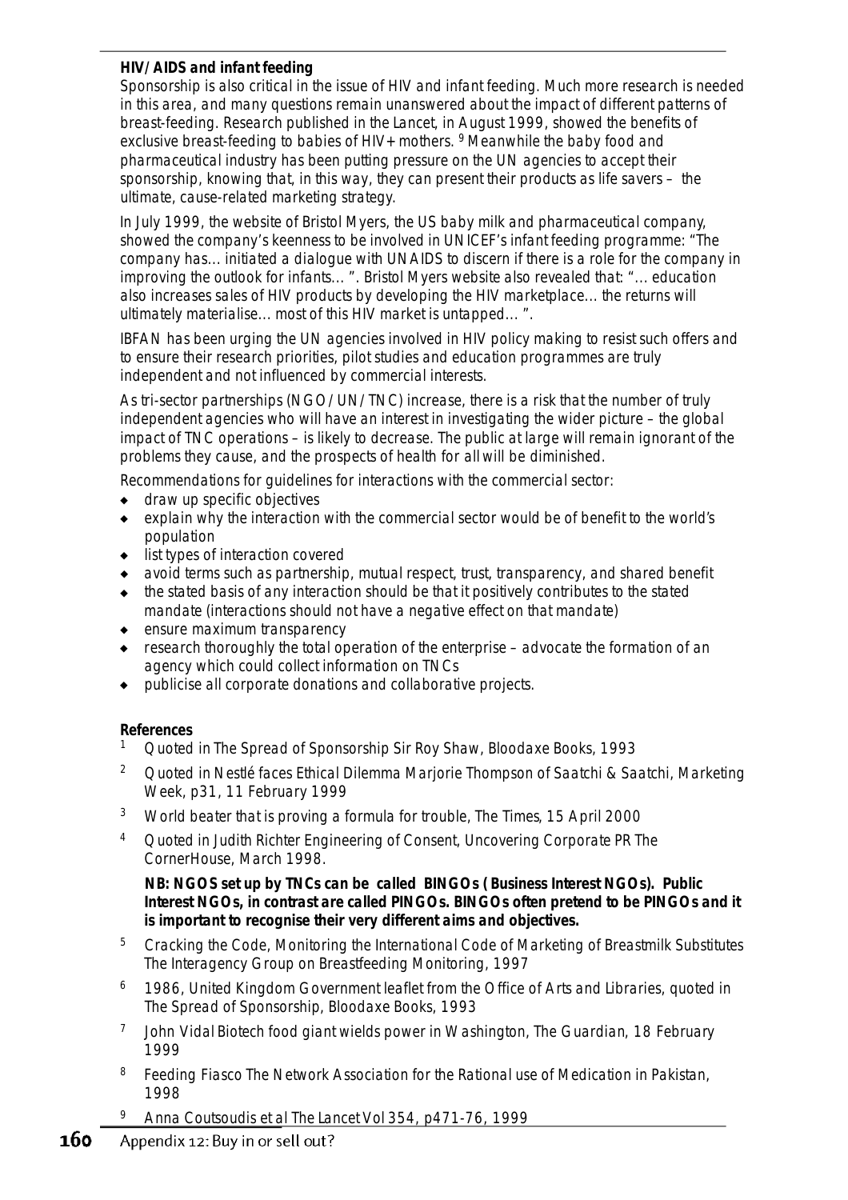**HIV/AIDS and infant feeding**

Sponsorship is also critical in the issue of HIV and infant feeding. Much more research is needed in this area, and many questions remain unanswered about the impact of different patterns of breast-feeding. Research published in the Lancet, in August 1999, showed the benefits of exclusive breast-feeding to babies of HIV+ mothers.[9] Meanwhile the baby food and pharmaceutical industry has been putting pressure on the UN agencies to accept their sponsorship, knowing that, in this way, they can present their products as life savers – the ultimate, cause-related marketing strategy.

In July 1999, the website of Bristol Myers, the US baby milk and pharmaceutical company, showed the company's keenness to be involved in UNICEF's infant feeding programme: "The company has... initiated a dialogue with UNAIDS to discern if there is a role for the company in improving the outlook for infants... ". Bristol Myers website also revealed that: "... education also increases sales of HIV products by developing the HIV marketplace... the returns will ultimately materialise... most of this HIV market is untapped... ".

IBFAN has been urging the UN agencies involved in HIV policy making to resist such offers and to ensure their research priorities, pilot studies and education programmes are truly independent and not influenced by commercial interests.

As tri-sector partnerships (NGO/UN/TNC) increase, there is a risk that the number of truly independent agencies who will have an interest in investigating the wider picture – the global impact of TNC operations – is likely to decrease. The public at large will remain ignorant of the problems they cause, and the prospects of health for all will be diminished.

Recommendations for guidelines for interactions with the commercial sector:

- draw up specific objectives
- explain why the interaction with the commercial sector would be of benefit to the world's population
- list types of interaction covered
- avoid terms such as partnership, mutual respect, trust, transparency, and shared benefit
- the stated basis of any interaction should be that it positively contributes to the stated mandate (interactions should not have a negative effect on that mandate)
- ensure maximum transparency
- research thoroughly the total operation of the enterprise – advocate the formation of an agency which could collect information on TNCs
- publicise all corporate donations and collaborative projects.

**References**

1. Quoted in The Spread of Sponsorship Sir Roy Shaw, Bloodaxe Books, 1993
2. Quoted in Nestlé faces Ethical Dilemma Marjorie Thompson of Saatchi & Saatchi, Marketing Week, p31, 11 February 1999
3. World beater that is proving a formula for trouble, The Times, 15 April 2000
4. Quoted in Judith Richter Engineering of Consent, Uncovering Corporate PR The CornerHouse, March 1998.

   **NB: NGOS set up by TNCs can be called BINGOs (Business Interest NGOs). Public Interest NGOs, in contrast are called PINGOs. BINGOs often pretend to be PINGOs and it is important to recognise their very different aims and objectives.**
5. Cracking the Code, Monitoring the International Code of Marketing of Breastmilk Substitutes The Interagency Group on Breastfeeding Monitoring, 1997
6. 1986, United Kingdom Government leaflet from the Office of Arts and Libraries, quoted in The Spread of Sponsorship, Bloodaxe Books, 1993
7. John Vidal Biotech food giant wields power in Washington, The Guardian, 18 February 1999
8. Feeding Fiasco The Network Association for the Rational use of Medication in Pakistan, 1998
9. Anna Coutsoudis et al The Lancet Vol 354, p471-76, 1999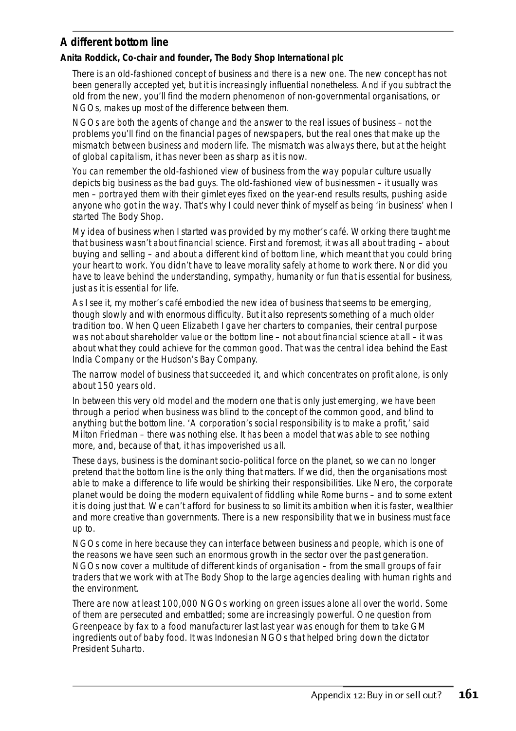## A different bottom line

**Anita Roddick, Co-chair and founder, The Body Shop International plc**

There is an old-fashioned concept of business and there is a new one. The new concept has not been generally accepted yet, but it is increasingly influential nonetheless. And if you subtract the old from the new, you'll find the modern phenomenon of non-governmental organisations, or NGOs, makes up most of the difference between them.

NGOs are both the agents of change and the answer to the real issues of business – not the problems you'll find on the financial pages of newspapers, but the real ones that make up the mismatch between business and modern life. The mismatch was always there, but at the height of global capitalism, it has never been as sharp as it is now.

You can remember the old-fashioned view of business from the way popular culture usually depicts big business as the bad guys. The old-fashioned view of businessmen – it usually was men – portrayed them with their gimlet eyes fixed on the year-end results results, pushing aside anyone who got in the way. That's why I could never think of myself as being 'in business' when I started The Body Shop.

My idea of business when I started was provided by my mother's café. Working there taught me that business wasn't about financial science. First and foremost, it was all about trading – about buying and selling – and about a different kind of bottom line, which meant that you could bring your heart to work. You didn't have to leave morality safely at home to work there. Nor did you have to leave behind the understanding, sympathy, humanity or fun that is essential for business, just as it is essential for life.

As I see it, my mother's café embodied the new idea of business that seems to be emerging, though slowly and with enormous difficulty. But it also represents something of a much older tradition too. When Queen Elizabeth I gave her charters to companies, their central purpose was not about shareholder value or the bottom line – not about financial science at all – it was about what they could achieve for the common good. That was the central idea behind the East India Company or the Hudson's Bay Company.

The narrow model of business that succeeded it, and which concentrates on profit alone, is only about 150 years old.

In between this very old model and the modern one that is only just emerging, we have been through a period when business was blind to the concept of the common good, and blind to anything but the bottom line. 'A corporation's social responsibility is to make a profit,' said Milton Friedman – there was nothing else. It has been a model that was able to see nothing more, and, because of that, it has impoverished us all.

These days, business is the dominant socio-political force on the planet, so we can no longer pretend that the bottom line is the only thing that matters. If we did, then the organisations most able to make a difference to life would be shirking their responsibilities. Like Nero, the corporate planet would be doing the modern equivalent of fiddling while Rome burns – and to some extent it is doing just that. We can't afford for business to so limit its ambition when it is faster, wealthier and more creative than governments. There is a new responsibility that we in business must face up to.

NGOs come in here because they can interface between business and people, which is one of the reasons we have seen such an enormous growth in the sector over the past generation. NGOs now cover a multitude of different kinds of organisation – from the small groups of fair traders that we work with at The Body Shop to the large agencies dealing with human rights and the environment.

There are now at least 100,000 NGOs working on green issues alone all over the world. Some of them are persecuted and embattled; some are increasingly powerful. One question from Greenpeace by fax to a food manufacturer last last year was enough for them to take GM ingredients out of baby food. It was Indonesian NGOs that helped bring down the dictator President Suharto.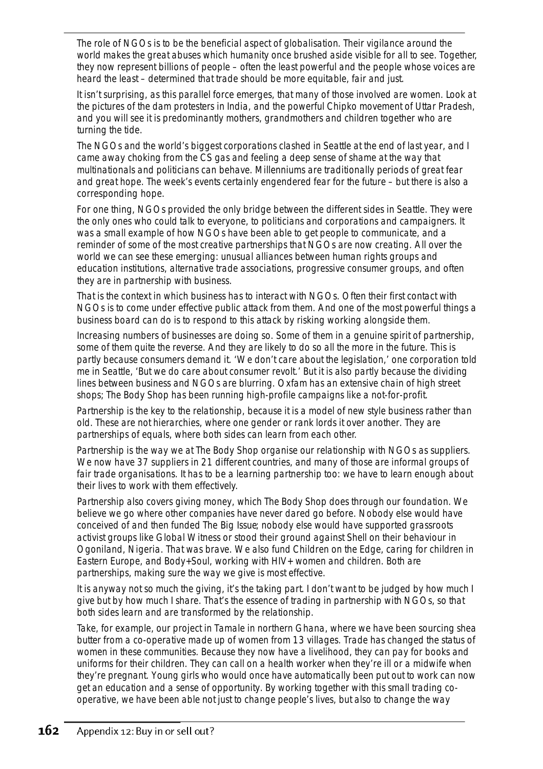The role of NGOs is to be the beneficial aspect of globalisation. Their vigilance around the world makes the great abuses which humanity once brushed aside visible for all to see. Together, they now represent billions of people – often the least powerful and the people whose voices are heard the least – determined that trade should be more equitable, fair and just.

It isn't surprising, as this parallel force emerges, that many of those involved are women. Look at the pictures of the dam protesters in India, and the powerful Chipko movement of Uttar Pradesh, and you will see it is predominantly mothers, grandmothers and children together who are turning the tide.

The NGOs and the world's biggest corporations clashed in Seattle at the end of last year, and I came away choking from the CS gas and feeling a deep sense of shame at the way that multinationals and politicians can behave. Millenniums are traditionally periods of great fear and great hope. The week's events certainly engendered fear for the future – but there is also a corresponding hope.

For one thing, NGOs provided the only bridge between the different sides in Seattle. They were the only ones who could talk to everyone, to politicians and corporations and campaigners. It was a small example of how NGOs have been able to get people to communicate, and a reminder of some of the most creative partnerships that NGOs are now creating. All over the world we can see these emerging: unusual alliances between human rights groups and education institutions, alternative trade associations, progressive consumer groups, and often they are in partnership with business.

That is the context in which business has to interact with NGOs. Often their first contact with NGOs is to come under effective public attack from them. And one of the most powerful things a business board can do is to respond to this attack by risking working alongside them.

Increasing numbers of businesses are doing so. Some of them in a genuine spirit of partnership, some of them quite the reverse. And they are likely to do so all the more in the future. This is partly because consumers demand it. 'We don't care about the legislation,' one corporation told me in Seattle, 'But we do care about consumer revolt.' But it is also partly because the dividing lines between business and NGOs are blurring. Oxfam has an extensive chain of high street shops; The Body Shop has been running high-profile campaigns like a not-for-profit.

Partnership is the key to the relationship, because it is a model of new style business rather than old. These are not hierarchies, where one gender or rank lords it over another. They are partnerships of equals, where both sides can learn from each other.

Partnership is the way we at The Body Shop organise our relationship with NGOs as suppliers. We now have 37 suppliers in 21 different countries, and many of those are informal groups of fair trade organisations. It has to be a learning partnership too: we have to learn enough about their lives to work with them effectively.

Partnership also covers giving money, which The Body Shop does through our foundation. We believe we go where other companies have never dared go before. Nobody else would have conceived of and then funded The Big Issue; nobody else would have supported grassroots activist groups like Global Witness or stood their ground against Shell on their behaviour in Ogoniland, Nigeria. That was brave. We also fund Children on the Edge, caring for children in Eastern Europe, and Body+Soul, working with HIV+ women and children. Both are partnerships, making sure the way we give is most effective.

It is anyway not so much the giving, it's the taking part. I don't want to be judged by how much I give but by how much I share. That's the essence of trading in partnership with NGOs, so that both sides learn and are transformed by the relationship.

Take, for example, our project in Tamale in northern Ghana, where we have been sourcing shea butter from a co-operative made up of women from 13 villages. Trade has changed the status of women in these communities. Because they now have a livelihood, they can pay for books and uniforms for their children. They can call on a health worker when they're ill or a midwife when they're pregnant. Young girls who would once have automatically been put out to work can now get an education and a sense of opportunity. By working together with this small trading co-operative, we have been able not just to change people's lives, but also to change the way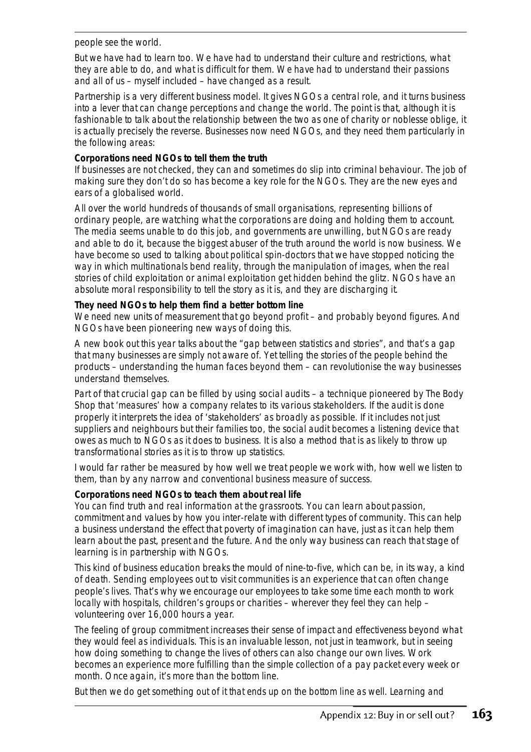people see the world.

But we have had to learn too. We have had to understand their culture and restrictions, what they are able to do, and what is difficult for them. We have had to understand their passions and all of us – myself included – have changed as a result.

Partnership is a very different business model. It gives NGOs a central role, and it turns business into a lever that can change perceptions and change the world. The point is that, although it is fashionable to talk about the relationship between the two as one of charity or noblesse oblige, it is actually precisely the reverse. Businesses now need NGOs, and they need them particularly in the following areas:

**Corporations need NGOs to tell them the truth**

If businesses are not checked, they can and sometimes do slip into criminal behaviour. The job of making sure they don't do so has become a key role for the NGOs. They are the new eyes and ears of a globalised world.

All over the world hundreds of thousands of small organisations, representing billions of ordinary people, are watching what the corporations are doing and holding them to account. The media seems unable to do this job, and governments are unwilling, but NGOs are ready and able to do it, because the biggest abuser of the truth around the world is now business. We have become so used to talking about political spin-doctors that we have stopped noticing the way in which multinationals bend reality, through the manipulation of images, when the real stories of child exploitation or animal exploitation get hidden behind the glitz. NGOs have an absolute moral responsibility to tell the story as it is, and they are discharging it.

**They need NGOs to help them find a better bottom line**

We need new units of measurement that go beyond profit – and probably beyond figures. And NGOs have been pioneering new ways of doing this.

A new book out this year talks about the "gap between statistics and stories", and that's a gap that many businesses are simply not aware of. Yet telling the stories of the people behind the products – understanding the human faces beyond them – can revolutionise the way businesses understand themselves.

Part of that crucial gap can be filled by using social audits – a technique pioneered by The Body Shop that 'measures' how a company relates to its various stakeholders. If the audit is done properly it interprets the idea of 'stakeholders' as broadly as possible. If it includes not just suppliers and neighbours but their families too, the social audit becomes a listening device that owes as much to NGOs as it does to business. It is also a method that is as likely to throw up transformational stories as it is to throw up statistics.

I would far rather be measured by how well we treat people we work with, how well we listen to them, than by any narrow and conventional business measure of success.

**Corporations need NGOs to teach them about real life**

You can find truth and real information at the grassroots. You can learn about passion, commitment and values by how you inter-relate with different types of community. This can help a business understand the effect that poverty of imagination can have, just as it can help them learn about the past, present and the future. And the only way business can reach that stage of learning is in partnership with NGOs.

This kind of business education breaks the mould of nine-to-five, which can be, in its way, a kind of death. Sending employees out to visit communities is an experience that can often change people's lives. That's why we encourage our employees to take some time each month to work locally with hospitals, children's groups or charities – wherever they feel they can help – volunteering over 16,000 hours a year.

The feeling of group commitment increases their sense of impact and effectiveness beyond what they would feel as individuals. This is an invaluable lesson, not just in teamwork, but in seeing how doing something to change the lives of others can also change our own lives. Work becomes an experience more fulfilling than the simple collection of a pay packet every week or month. Once again, it's more than the bottom line.

But then we do get something out of it that ends up on the bottom line as well. Learning and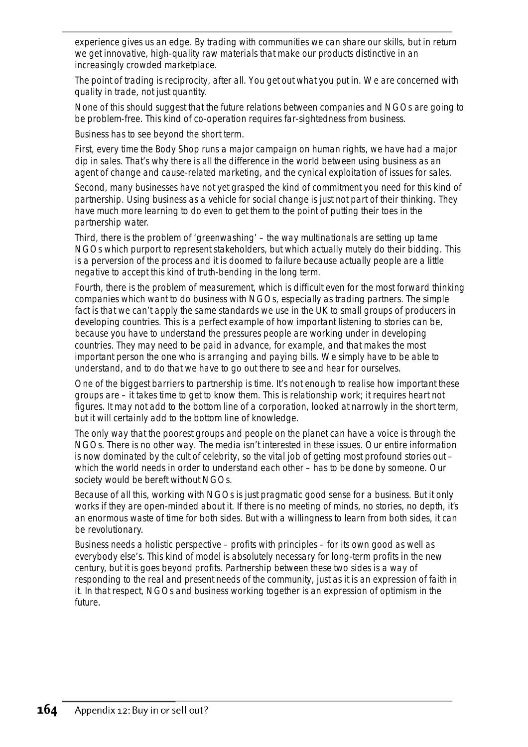experience gives us an edge. By trading with communities we can share our skills, but in return we get innovative, high-quality raw materials that make our products distinctive in an increasingly crowded marketplace.

The point of trading is reciprocity, after all. You get out what you put in. We are concerned with quality in trade, not just quantity.

None of this should suggest that the future relations between companies and NGOs are going to be problem-free. This kind of co-operation requires far-sightedness from business.

Business has to see beyond the short term.

First, every time the Body Shop runs a major campaign on human rights, we have had a major dip in sales. That's why there is all the difference in the world between using business as an agent of change and cause-related marketing, and the cynical exploitation of issues for sales.

Second, many businesses have not yet grasped the kind of commitment you need for this kind of partnership. Using business as a vehicle for social change is just not part of their thinking. They have much more learning to do even to get them to the point of putting their toes in the partnership water.

Third, there is the problem of 'greenwashing' – the way multinationals are setting up tame NGOs which purport to represent stakeholders, but which actually mutely do their bidding. This is a perversion of the process and it is doomed to failure because actually people are a little negative to accept this kind of truth-bending in the long term.

Fourth, there is the problem of measurement, which is difficult even for the most forward thinking companies which want to do business with NGOs, especially as trading partners. The simple fact is that we can't apply the same standards we use in the UK to small groups of producers in developing countries. This is a perfect example of how important listening to stories can be, because you have to understand the pressures people are working under in developing countries. They may need to be paid in advance, for example, and that makes the most important person the one who is arranging and paying bills. We simply have to be able to understand, and to do that we have to go out there to see and hear for ourselves.

One of the biggest barriers to partnership is time. It's not enough to realise how important these groups are – it takes time to get to know them. This is relationship work; it requires heart not figures. It may not add to the bottom line of a corporation, looked at narrowly in the short term, but it will certainly add to the bottom line of knowledge.

The only way that the poorest groups and people on the planet can have a voice is through the NGOs. There is no other way. The media isn't interested in these issues. Our entire information is now dominated by the cult of celebrity, so the vital job of getting most profound stories out – which the world needs in order to understand each other – has to be done by someone. Our society would be bereft without NGOs.

Because of all this, working with NGOs is just pragmatic good sense for a business. But it only works if they are open-minded about it. If there is no meeting of minds, no stories, no depth, it's an enormous waste of time for both sides. But with a willingness to learn from both sides, it can be revolutionary.

Business needs a holistic perspective – profits with principles – for its own good as well as everybody else's. This kind of model is absolutely necessary for long-term profits in the new century, but it is goes beyond profits. Partnership between these two sides is a way of responding to the real and present needs of the community, just as it is an expression of faith in it. In that respect, NGOs and business working together is an expression of optimism in the future.